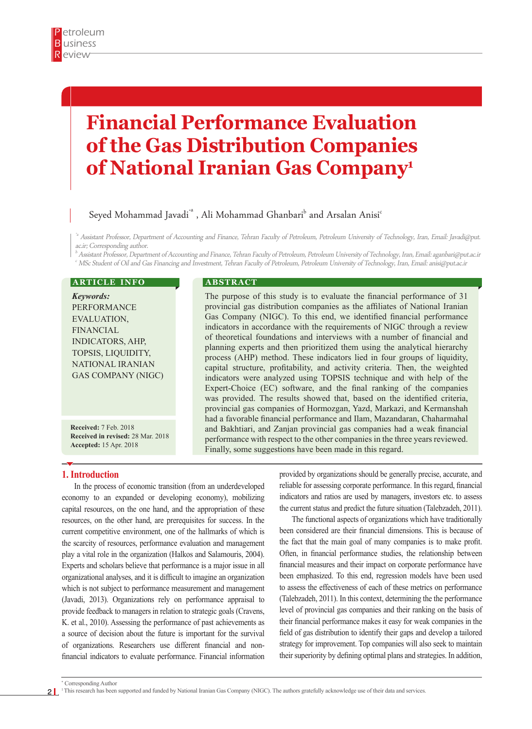# Financial Performance Evaluation of the Gas Distribution Companies of National Iranian Gas Company[1]

Seyed Mohammad Javadi[*a], Ali Mohammad Ghanbari[b] and Arsalan Anisi[c]

[*a] Assistant Professor, Department of Accounting and Finance, Tehran Faculty of Petroleum, Petroleum University of Technology, Iran, Email: Javadi@put.ac.ir; Corresponding author.

[b] Assistant Professor, Department of Accounting and Finance, Tehran Faculty of Petroleum, Petroleum University of Technology, Iran, Email: aganbari@put.ac.ir

[c] MSc Student of Oil and Gas Financing and Investment, Tehran Faculty of Petroleum, Petroleum University of Technology, Iran, Email: anisi@put.ac.ir

## ARTICLE INFO

***Keywords:***
PERFORMANCE EVALUATION, FINANCIAL INDICATORS, AHP, TOPSIS, LIQUIDITY, NATIONAL IRANIAN GAS COMPANY (NIGC)

**Received:** 7 Feb. 2018
**Received in revised:** 28 Mar. 2018
**Accepted:** 15 Apr. 2018

## ABSTRACT

The purpose of this study is to evaluate the financial performance of 31 provincial gas distribution companies as the affiliates of National Iranian Gas Company (NIGC). To this end, we identified financial performance indicators in accordance with the requirements of NIGC through a review of theoretical foundations and interviews with a number of financial and planning experts and then prioritized them using the analytical hierarchy process (AHP) method. These indicators lied in four groups of liquidity, capital structure, profitability, and activity criteria. Then, the weighted indicators were analyzed using TOPSIS technique and with help of the Expert-Choice (EC) software, and the final ranking of the companies was provided. The results showed that, based on the identified criteria, provincial gas companies of Hormozgan, Yazd, Markazi, and Kermanshah had a favorable financial performance and Ilam, Mazandaran, Chaharmahal and Bakhtiari, and Zanjan provincial gas companies had a weak financial performance with respect to the other companies in the three years reviewed. Finally, some suggestions have been made in this regard.

## 1. Introduction

In the process of economic transition (from an underdeveloped economy to an expanded or developing economy), mobilizing capital resources, on the one hand, and the appropriation of these resources, on the other hand, are prerequisites for success. In the current competitive environment, one of the hallmarks of which is the scarcity of resources, performance evaluation and management play a vital role in the organization (Halkos and Salamouris, 2004). Experts and scholars believe that performance is a major issue in all organizational analyses, and it is difficult to imagine an organization which is not subject to performance measurement and management (Javadi, 2013). Organizations rely on performance appraisal to provide feedback to managers in relation to strategic goals (Cravens, K. et al., 2010). Assessing the performance of past achievements as a source of decision about the future is important for the survival of organizations. Researchers use different financial and non-financial indicators to evaluate performance. Financial information provided by organizations should be generally precise, accurate, and reliable for assessing corporate performance. In this regard, financial indicators and ratios are used by managers, investors etc. to assess the current status and predict the future situation (Talebzadeh, 2011).

The functional aspects of organizations which have traditionally been considered are their financial dimensions. This is because of the fact that the main goal of many companies is to make profit. Often, in financial performance studies, the relationship between financial measures and their impact on corporate performance have been emphasized. To this end, regression models have been used to assess the effectiveness of each of these metrics on performance (Talebzadeh, 2011). In this context, determining the the performance level of provincial gas companies and their ranking on the basis of their financial performance makes it easy for weak companies in the field of gas distribution to identify their gaps and develop a tailored strategy for improvement. Top companies will also seek to maintain their superiority by defining optimal plans and strategies. In addition,

---

[*] Corresponding Author

[1] This research has been supported and funded by National Iranian Gas Company (NIGC). The authors gratefully acknowledge use of their data and services.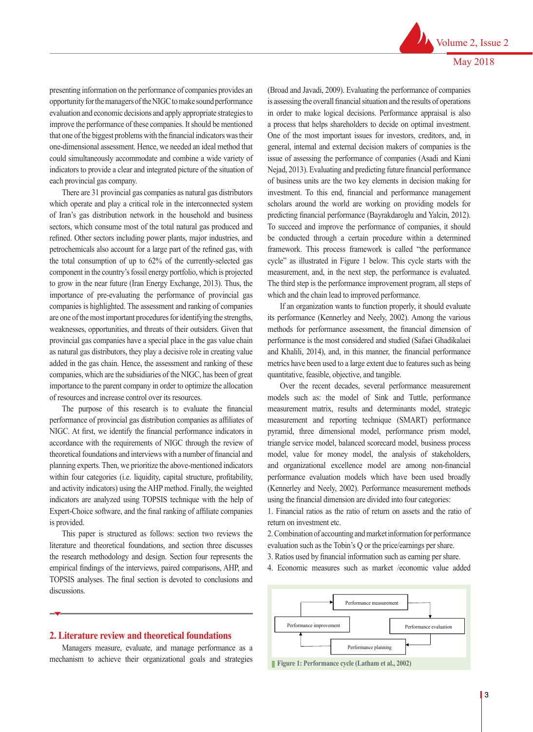presenting information on the performance of companies provides an opportunity for the managers of the NIGC to make sound performance evaluation and economic decisions and apply appropriate strategies to improve the performance of these companies. It should be mentioned that one of the biggest problems with the financial indicators was their one-dimensional assessment. Hence, we needed an ideal method that could simultaneously accommodate and combine a wide variety of indicators to provide a clear and integrated picture of the situation of each provincial gas company.

There are 31 provincial gas companies as natural gas distributors which operate and play a critical role in the interconnected system of Iran's gas distribution network in the household and business sectors, which consume most of the total natural gas produced and refined. Other sectors including power plants, major industries, and petrochemicals also account for a large part of the refined gas, with the total consumption of up to 62% of the currently-selected gas component in the country's fossil energy portfolio, which is projected to grow in the near future (Iran Energy Exchange, 2013). Thus, the importance of pre-evaluating the performance of provincial gas companies is highlighted. The assessment and ranking of companies are one of the most important procedures for identifying the strengths, weaknesses, opportunities, and threats of their outsiders. Given that provincial gas companies have a special place in the gas value chain as natural gas distributors, they play a decisive role in creating value added in the gas chain. Hence, the assessment and ranking of these companies, which are the subsidiaries of the NIGC, has been of great importance to the parent company in order to optimize the allocation of resources and increase control over its resources.

The purpose of this research is to evaluate the financial performance of provincial gas distribution companies as affiliates of NIGC. At first, we identify the financial performance indicators in accordance with the requirements of NIGC through the review of theoretical foundations and interviews with a number of financial and planning experts. Then, we prioritize the above-mentioned indicators within four categories (i.e. liquidity, capital structure, profitability, and activity indicators) using the AHP method. Finally, the weighted indicators are analyzed using TOPSIS technique with the help of Expert-Choice software, and the final ranking of affiliate companies is provided.

This paper is structured as follows: section two reviews the literature and theoretical foundations, and section three discusses the research methodology and design. Section four represents the empirical findings of the interviews, paired comparisons, AHP, and TOPSIS analyses. The final section is devoted to conclusions and discussions.

## 2. Literature review and theoretical foundations

Managers measure, evaluate, and manage performance as a mechanism to achieve their organizational goals and strategies (Broad and Javadi, 2009). Evaluating the performance of companies is assessing the overall financial situation and the results of operations in order to make logical decisions. Performance appraisal is also a process that helps shareholders to decide on optimal investment. One of the most important issues for investors, creditors, and, in general, internal and external decision makers of companies is the issue of assessing the performance of companies (Asadi and Kiani Nejad, 2013). Evaluating and predicting future financial performance of business units are the two key elements in decision making for investment. To this end, financial and performance management scholars around the world are working on providing models for predicting financial performance (Bayrakdaroglu and Yalcin, 2012). To succeed and improve the performance of companies, it should be conducted through a certain procedure within a determined framework. This process framework is called "the performance cycle" as illustrated in Figure 1 below. This cycle starts with the measurement, and, in the next step, the performance is evaluated. The third step is the performance improvement program, all steps of which and the chain lead to improved performance.

If an organization wants to function properly, it should evaluate its performance (Kennerley and Neely, 2002). Among the various methods for performance assessment, the financial dimension of performance is the most considered and studied (Safaei Ghadikalaei and Khalili, 2014), and, in this manner, the financial performance metrics have been used to a large extent due to features such as being quantitative, feasible, objective, and tangible.

Over the recent decades, several performance measurement models such as: the model of Sink and Tuttle, performance measurement matrix, results and determinants model, strategic measurement and reporting technique (SMART) performance pyramid, three dimensional model, performance prism model, triangle service model, balanced scorecard model, business process model, value for money model, the analysis of stakeholders, and organizational excellence model are among non-financial performance evaluation models which have been used broadly (Kennerley and Neely, 2002). Performance measurement methods using the financial dimension are divided into four categories:

1. Financial ratios as the ratio of return on assets and the ratio of return on investment etc.
2. Combination of accounting and market information for performance evaluation such as the Tobin's Q or the price/earnings per share.
3. Ratios used by financial information such as earning per share.
4. Economic measures such as market /economic value added

Performance measurement → Performance evaluation → Performance planning → Performance improvement → Performance measurement

**Figure 1: Performance cycle (Latham et al., 2002)**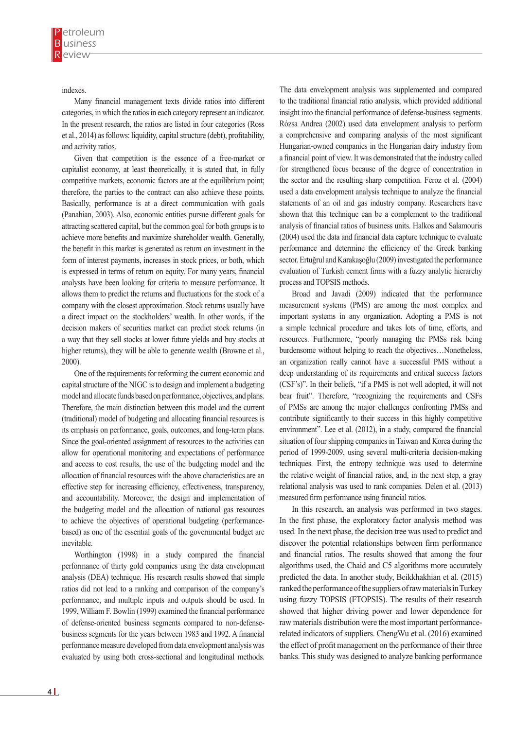indexes.

Many financial management texts divide ratios into different categories, in which the ratios in each category represent an indicator. In the present research, the ratios are listed in four categories (Ross et al., 2014) as follows: liquidity, capital structure (debt), profitability, and activity ratios.

Given that competition is the essence of a free-market or capitalist economy, at least theoretically, it is stated that, in fully competitive markets, economic factors are at the equilibrium point; therefore, the parties to the contract can also achieve these points. Basically, performance is at a direct communication with goals (Panahian, 2003). Also, economic entities pursue different goals for attracting scattered capital, but the common goal for both groups is to achieve more benefits and maximize shareholder wealth. Generally, the benefit in this market is generated as return on investment in the form of interest payments, increases in stock prices, or both, which is expressed in terms of return on equity. For many years, financial analysts have been looking for criteria to measure performance. It allows them to predict the returns and fluctuations for the stock of a company with the closest approximation. Stock returns usually have a direct impact on the stockholders' wealth. In other words, if the decision makers of securities market can predict stock returns (in a way that they sell stocks at lower future yields and buy stocks at higher returns), they will be able to generate wealth (Browne et al., 2000).

One of the requirements for reforming the current economic and capital structure of the NIGC is to design and implement a budgeting model and allocate funds based on performance, objectives, and plans. Therefore, the main distinction between this model and the current (traditional) model of budgeting and allocating financial resources is its emphasis on performance, goals, outcomes, and long-term plans. Since the goal-oriented assignment of resources to the activities can allow for operational monitoring and expectations of performance and access to cost results, the use of the budgeting model and the allocation of financial resources with the above characteristics are an effective step for increasing efficiency, effectiveness, transparency, and accountability. Moreover, the design and implementation of the budgeting model and the allocation of national gas resources to achieve the objectives of operational budgeting (performance-based) as one of the essential goals of the governmental budget are inevitable.

Worthington (1998) in a study compared the financial performance of thirty gold companies using the data envelopment analysis (DEA) technique. His research results showed that simple ratios did not lead to a ranking and comparison of the company's performance, and multiple inputs and outputs should be used. In 1999, William F. Bowlin (1999) examined the financial performance of defense-oriented business segments compared to non-defense-business segments for the years between 1983 and 1992. A financial performance measure developed from data envelopment analysis was evaluated by using both cross-sectional and longitudinal methods. The data envelopment analysis was supplemented and compared to the traditional financial ratio analysis, which provided additional insight into the financial performance of defense-business segments. Rózsa Andrea (2002) used data envelopment analysis to perform a comprehensive and comparing analysis of the most significant Hungarian-owned companies in the Hungarian dairy industry from a financial point of view. It was demonstrated that the industry called for strengthened focus because of the degree of concentration in the sector and the resulting sharp competition. Feroz et al. (2004) used a data envelopment analysis technique to analyze the financial statements of an oil and gas industry company. Researchers have shown that this technique can be a complement to the traditional analysis of financial ratios of business units. Halkos and Salamouris (2004) used the data and financial data capture technique to evaluate performance and determine the efficiency of the Greek banking sector. Ertuğrul and Karakaşoğlu (2009) investigated the performance evaluation of Turkish cement firms with a fuzzy analytic hierarchy process and TOPSIS methods.

Broad and Javadi (2009) indicated that the performance measurement systems (PMS) are among the most complex and important systems in any organization. Adopting a PMS is not a simple technical procedure and takes lots of time, efforts, and resources. Furthermore, "poorly managing the PMSs risk being burdensome without helping to reach the objectives…Nonetheless, an organization really cannot have a successful PMS without a deep understanding of its requirements and critical success factors (CSF's)". In their beliefs, "if a PMS is not well adopted, it will not bear fruit". Therefore, "recognizing the requirements and CSFs of PMSs are among the major challenges confronting PMSs and contribute significantly to their success in this highly competitive environment". Lee et al. (2012), in a study, compared the financial situation of four shipping companies in Taiwan and Korea during the period of 1999-2009, using several multi-criteria decision-making techniques. First, the entropy technique was used to determine the relative weight of financial ratios, and, in the next step, a gray relational analysis was used to rank companies. Delen et al. (2013) measured firm performance using financial ratios.

In this research, an analysis was performed in two stages. In the first phase, the exploratory factor analysis method was used. In the next phase, the decision tree was used to predict and discover the potential relationships between firm performance and financial ratios. The results showed that among the four algorithms used, the Chaid and C5 algorithms more accurately predicted the data. In another study, Beikkhakhian et al. (2015) ranked the performance of the suppliers of raw materials in Turkey using fuzzy TOPSIS (FTOPSIS). The results of their research showed that higher driving power and lower dependence for raw materials distribution were the most important performance-related indicators of suppliers. ChengWu et al. (2016) examined the effect of profit management on the performance of their three banks. This study was designed to analyze banking performance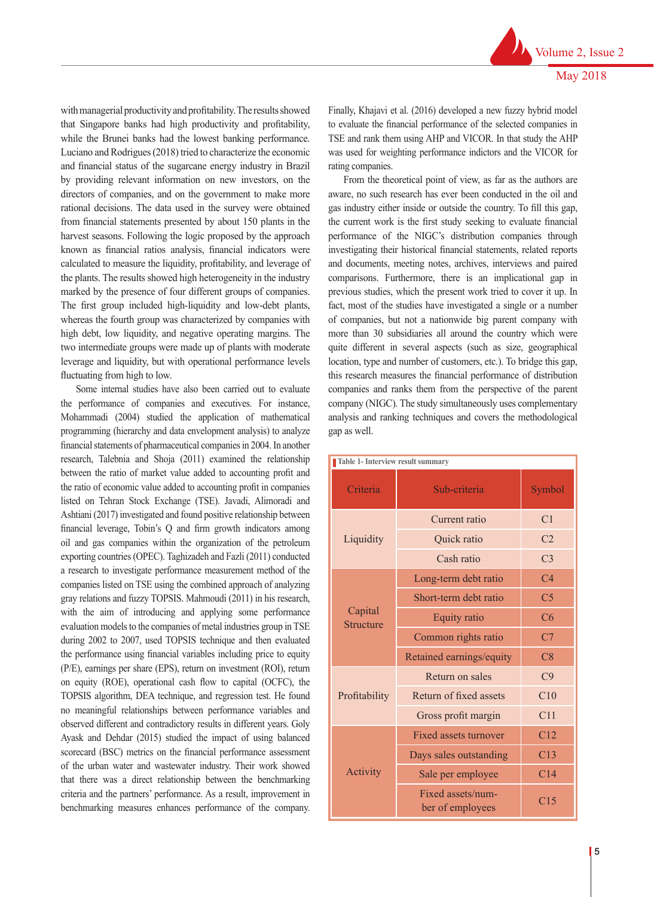with managerial productivity and profitability. The results showed that Singapore banks had high productivity and profitability, while the Brunei banks had the lowest banking performance. Luciano and Rodrigues (2018) tried to characterize the economic and financial status of the sugarcane energy industry in Brazil by providing relevant information on new investors, on the directors of companies, and on the government to make more rational decisions. The data used in the survey were obtained from financial statements presented by about 150 plants in the harvest seasons. Following the logic proposed by the approach known as financial ratios analysis, financial indicators were calculated to measure the liquidity, profitability, and leverage of the plants. The results showed high heterogeneity in the industry marked by the presence of four different groups of companies. The first group included high-liquidity and low-debt plants, whereas the fourth group was characterized by companies with high debt, low liquidity, and negative operating margins. The two intermediate groups were made up of plants with moderate leverage and liquidity, but with operational performance levels fluctuating from high to low.

Some internal studies have also been carried out to evaluate the performance of companies and executives. For instance, Mohammadi (2004) studied the application of mathematical programming (hierarchy and data envelopment analysis) to analyze financial statements of pharmaceutical companies in 2004. In another research, Talebnia and Shoja (2011) examined the relationship between the ratio of market value added to accounting profit and the ratio of economic value added to accounting profit in companies listed on Tehran Stock Exchange (TSE). Javadi, Alimoradi and Ashtiani (2017) investigated and found positive relationship between financial leverage, Tobin's Q and firm growth indicators among oil and gas companies within the organization of the petroleum exporting countries (OPEC). Taghizadeh and Fazli (2011) conducted a research to investigate performance measurement method of the companies listed on TSE using the combined approach of analyzing gray relations and fuzzy TOPSIS. Mahmoudi (2011) in his research, with the aim of introducing and applying some performance evaluation models to the companies of metal industries group in TSE during 2002 to 2007, used TOPSIS technique and then evaluated the performance using financial variables including price to equity (P/E), earnings per share (EPS), return on investment (ROI), return on equity (ROE), operational cash flow to capital (OCFC), the TOPSIS algorithm, DEA technique, and regression test. He found no meaningful relationships between performance variables and observed different and contradictory results in different years. Goly Ayask and Dehdar (2015) studied the impact of using balanced scorecard (BSC) metrics on the financial performance assessment of the urban water and wastewater industry. Their work showed that there was a direct relationship between the benchmarking criteria and the partners' performance. As a result, improvement in benchmarking measures enhances performance of the company. Finally, Khajavi et al. (2016) developed a new fuzzy hybrid model to evaluate the financial performance of the selected companies in TSE and rank them using AHP and VICOR. In that study the AHP was used for weighting performance indictors and the VICOR for rating companies.

From the theoretical point of view, as far as the authors are aware, no such research has ever been conducted in the oil and gas industry either inside or outside the country. To fill this gap, the current work is the first study seeking to evaluate financial performance of the NIGC's distribution companies through investigating their historical financial statements, related reports and documents, meeting notes, archives, interviews and paired comparisons. Furthermore, there is an implicational gap in previous studies, which the present work tried to cover it up. In fact, most of the studies have investigated a single or a number of companies, but not a nationwide big parent company with more than 30 subsidiaries all around the country which were quite different in several aspects (such as size, geographical location, type and number of customers, etc.). To bridge this gap, this research measures the financial performance of distribution companies and ranks them from the perspective of the parent company (NIGC). The study simultaneously uses complementary analysis and ranking techniques and covers the methodological gap as well.

**Table 1- Interview result summary**

| Criteria | Sub-criteria | Symbol |
|---|---|---|
| Liquidity | Current ratio | C1 |
| | Quick ratio | C2 |
| | Cash ratio | C3 |
| Capital Structure | Long-term debt ratio | C4 |
| | Short-term debt ratio | C5 |
| | Equity ratio | C6 |
| | Common rights ratio | C7 |
| | Retained earnings/equity | C8 |
| Profitability | Return on sales | C9 |
| | Return of fixed assets | C10 |
| | Gross profit margin | C11 |
| Activity | Fixed assets turnover | C12 |
| | Days sales outstanding | C13 |
| | Sale per employee | C14 |
| | Fixed assets/number of employees | C15 |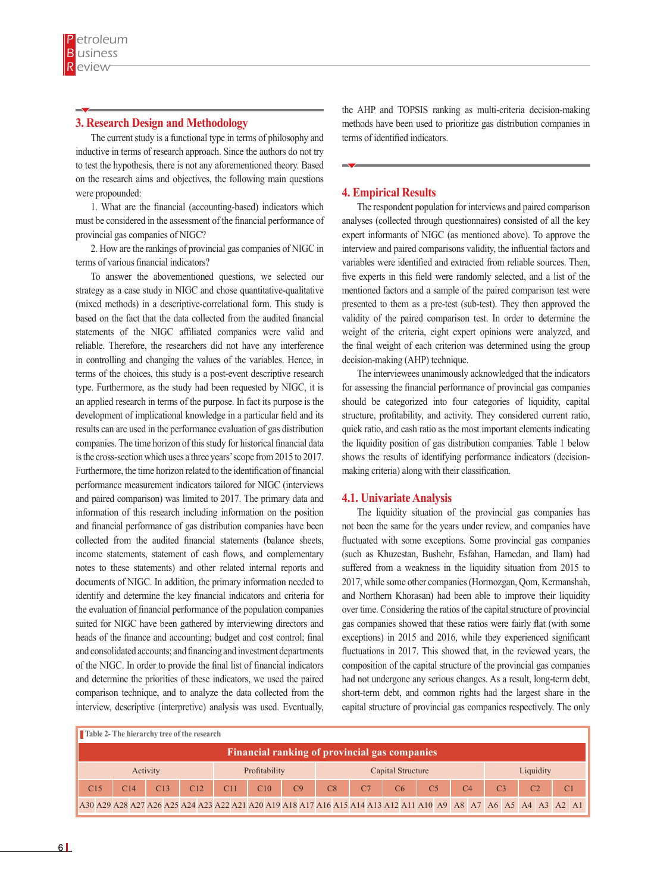## 3. Research Design and Methodology

The current study is a functional type in terms of philosophy and inductive in terms of research approach. Since the authors do not try to test the hypothesis, there is not any aforementioned theory. Based on the research aims and objectives, the following main questions were propounded:

1. What are the financial (accounting-based) indicators which must be considered in the assessment of the financial performance of provincial gas companies of NIGC?

2. How are the rankings of provincial gas companies of NIGC in terms of various financial indicators?

To answer the abovementioned questions, we selected our strategy as a case study in NIGC and chose quantitative-qualitative (mixed methods) in a descriptive-correlational form. This study is based on the fact that the data collected from the audited financial statements of the NIGC affiliated companies were valid and reliable. Therefore, the researchers did not have any interference in controlling and changing the values of the variables. Hence, in terms of the choices, this study is a post-event descriptive research type. Furthermore, as the study had been requested by NIGC, it is an applied research in terms of the purpose. In fact its purpose is the development of implicational knowledge in a particular field and its results can are used in the performance evaluation of gas distribution companies. The time horizon of this study for historical financial data is the cross-section which uses a three years' scope from 2015 to 2017. Furthermore, the time horizon related to the identification of financial performance measurement indicators tailored for NIGC (interviews and paired comparison) was limited to 2017. The primary data and information of this research including information on the position and financial performance of gas distribution companies have been collected from the audited financial statements (balance sheets, income statements, statement of cash flows, and complementary notes to these statements) and other related internal reports and documents of NIGC. In addition, the primary information needed to identify and determine the key financial indicators and criteria for the evaluation of financial performance of the population companies suited for NIGC have been gathered by interviewing directors and heads of the finance and accounting; budget and cost control; final and consolidated accounts; and financing and investment departments of the NIGC. In order to provide the final list of financial indicators and determine the priorities of these indicators, we used the paired comparison technique, and to analyze the data collected from the interview, descriptive (interpretive) analysis was used. Eventually, the AHP and TOPSIS ranking as multi-criteria decision-making methods have been used to prioritize gas distribution companies in terms of identified indicators.

## 4. Empirical Results

The respondent population for interviews and paired comparison analyses (collected through questionnaires) consisted of all the key expert informants of NIGC (as mentioned above). To approve the interview and paired comparisons validity, the influential factors and variables were identified and extracted from reliable sources. Then, five experts in this field were randomly selected, and a list of the mentioned factors and a sample of the paired comparison test were presented to them as a pre-test (sub-test). They then approved the validity of the paired comparison test. In order to determine the weight of the criteria, eight expert opinions were analyzed, and the final weight of each criterion was determined using the group decision-making (AHP) technique.

The interviewees unanimously acknowledged that the indicators for assessing the financial performance of provincial gas companies should be categorized into four categories of liquidity, capital structure, profitability, and activity. They considered current ratio, quick ratio, and cash ratio as the most important elements indicating the liquidity position of gas distribution companies. Table 1 below shows the results of identifying performance indicators (decision-making criteria) along with their classification.

### 4.1. Univariate Analysis

The liquidity situation of the provincial gas companies has not been the same for the years under review, and companies have fluctuated with some exceptions. Some provincial gas companies (such as Khuzestan, Bushehr, Esfahan, Hamedan, and Ilam) had suffered from a weakness in the liquidity situation from 2015 to 2017, while some other companies (Hormozgan, Qom, Kermanshah, and Northern Khorasan) had been able to improve their liquidity over time. Considering the ratios of the capital structure of provincial gas companies showed that these ratios were fairly flat (with some exceptions) in 2015 and 2016, while they experienced significant fluctuations in 2017. This showed that, in the reviewed years, the composition of the capital structure of the provincial gas companies had not undergone any serious changes. As a result, long-term debt, short-term debt, and common rights had the largest share in the capital structure of provincial gas companies respectively. The only

Table 2- The hierarchy tree of the research

| Financial ranking of provincial gas companies | | | | | | | | | | | | | | | | | | | | | | | | | | | | | |
|---|---|---|---|---|---|---|---|---|---|---|---|---|---|---|---|---|---|---|---|---|---|---|---|---|---|---|---|---|---|
| Activity | | | | | | | | Profitability | | | | | | Capital Structure | | | | | | | | | | Liquidity | | | | | |
| C15 | | C14 | | C13 | | C12 | | C11 | | C10 | | C9 | | C8 | | C7 | | C6 | | C5 | | C4 | | C3 | | C2 | | C1 | |
| A30 | A29 | A28 | A27 | A26 | A25 | A24 | A23 | A22 | A21 | A20 | A19 | A18 | A17 | A16 | A15 | A14 | A13 | A12 | A11 | A10 | A9 | A8 | A7 | A6 | A5 | A4 | A3 | A2 | A1 |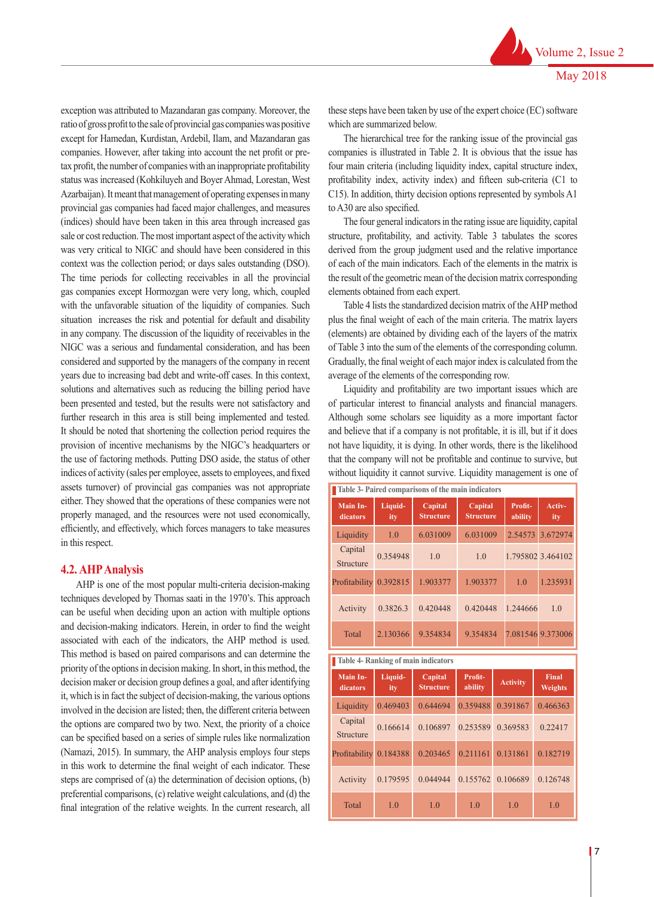exception was attributed to Mazandaran gas company. Moreover, the ratio of gross profit to the sale of provincial gas companies was positive except for Hamedan, Kurdistan, Ardebil, Ilam, and Mazandaran gas companies. However, after taking into account the net profit or pre-tax profit, the number of companies with an inappropriate profitability status was increased (Kohkiluyeh and Boyer Ahmad, Lorestan, West Azarbaijan). It meant that management of operating expenses in many provincial gas companies had faced major challenges, and measures (indices) should have been taken in this area through increased gas sale or cost reduction. The most important aspect of the activity which was very critical to NIGC and should have been considered in this context was the collection period; or days sales outstanding (DSO). The time periods for collecting receivables in all the provincial gas companies except Hormozgan were very long, which, coupled with the unfavorable situation of the liquidity of companies. Such situation increases the risk and potential for default and disability in any company. The discussion of the liquidity of receivables in the NIGC was a serious and fundamental consideration, and has been considered and supported by the managers of the company in recent years due to increasing bad debt and write-off cases. In this context, solutions and alternatives such as reducing the billing period have been presented and tested, but the results were not satisfactory and further research in this area is still being implemented and tested. It should be noted that shortening the collection period requires the provision of incentive mechanisms by the NIGC's headquarters or the use of factoring methods. Putting DSO aside, the status of other indices of activity (sales per employee, assets to employees, and fixed assets turnover) of provincial gas companies was not appropriate either. They showed that the operations of these companies were not properly managed, and the resources were not used economically, efficiently, and effectively, which forces managers to take measures in this respect.

## 4.2. AHP Analysis

AHP is one of the most popular multi-criteria decision-making techniques developed by Thomas saati in the 1970's. This approach can be useful when deciding upon an action with multiple options and decision-making indicators. Herein, in order to find the weight associated with each of the indicators, the AHP method is used. This method is based on paired comparisons and can determine the priority of the options in decision making. In short, in this method, the decision maker or decision group defines a goal, and after identifying it, which is in fact the subject of decision-making, the various options involved in the decision are listed; then, the different criteria between the options are compared two by two. Next, the priority of a choice can be specified based on a series of simple rules like normalization (Namazi, 2015). In summary, the AHP analysis employs four steps in this work to determine the final weight of each indicator. These steps are comprised of (a) the determination of decision options, (b) preferential comparisons, (c) relative weight calculations, and (d) the final integration of the relative weights. In the current research, all these steps have been taken by use of the expert choice (EC) software which are summarized below.

The hierarchical tree for the ranking issue of the provincial gas companies is illustrated in Table 2. It is obvious that the issue has four main criteria (including liquidity index, capital structure index, profitability index, activity index) and fifteen sub-criteria (C1 to C15). In addition, thirty decision options represented by symbols A1 to A30 are also specified.

The four general indicators in the rating issue are liquidity, capital structure, profitability, and activity. Table 3 tabulates the scores derived from the group judgment used and the relative importance of each of the main indicators. Each of the elements in the matrix is the result of the geometric mean of the decision matrix corresponding elements obtained from each expert.

Table 4 lists the standardized decision matrix of the AHP method plus the final weight of each of the main criteria. The matrix layers (elements) are obtained by dividing each of the layers of the matrix of Table 3 into the sum of the elements of the corresponding column. Gradually, the final weight of each major index is calculated from the average of the elements of the corresponding row.

Liquidity and profitability are two important issues which are of particular interest to financial analysts and financial managers. Although some scholars see liquidity as a more important factor and believe that if a company is not profitable, it is ill, but if it does not have liquidity, it is dying. In other words, there is the likelihood that the company will not be profitable and continue to survive, but without liquidity it cannot survive. Liquidity management is one of

Table 3- Paired comparisons of the main indicators

| Main Indicators | Liquidity | Capital Structure | Capital Structure | Profitability | Activity |
|---|---|---|---|---|---|
| Liquidity | 1.0 | 6.031009 | 6.031009 | 2.54573 | 3.672974 |
| Capital Structure | 0.354948 | 1.0 | 1.0 | 1.795802 | 3.464102 |
| Profitability | 0.392815 | 1.903377 | 1.903377 | 1.0 | 1.235931 |
| Activity | 0.3826.3 | 0.420448 | 0.420448 | 1.244666 | 1.0 |
| Total | 2.130366 | 9.354834 | 9.354834 | 7.081546 | 9.373006 |

Table 4- Ranking of main indicators

| Main Indicators | Liquidity | Capital Structure | Profitability | Activity | Final Weights |
|---|---|---|---|---|---|
| Liquidity | 0.469403 | 0.644694 | 0.359488 | 0.391867 | 0.466363 |
| Capital Structure | 0.166614 | 0.106897 | 0.253589 | 0.369583 | 0.22417 |
| Profitability | 0.184388 | 0.203465 | 0.211161 | 0.131861 | 0.182719 |
| Activity | 0.179595 | 0.044944 | 0.155762 | 0.106689 | 0.126748 |
| Total | 1.0 | 1.0 | 1.0 | 1.0 | 1.0 |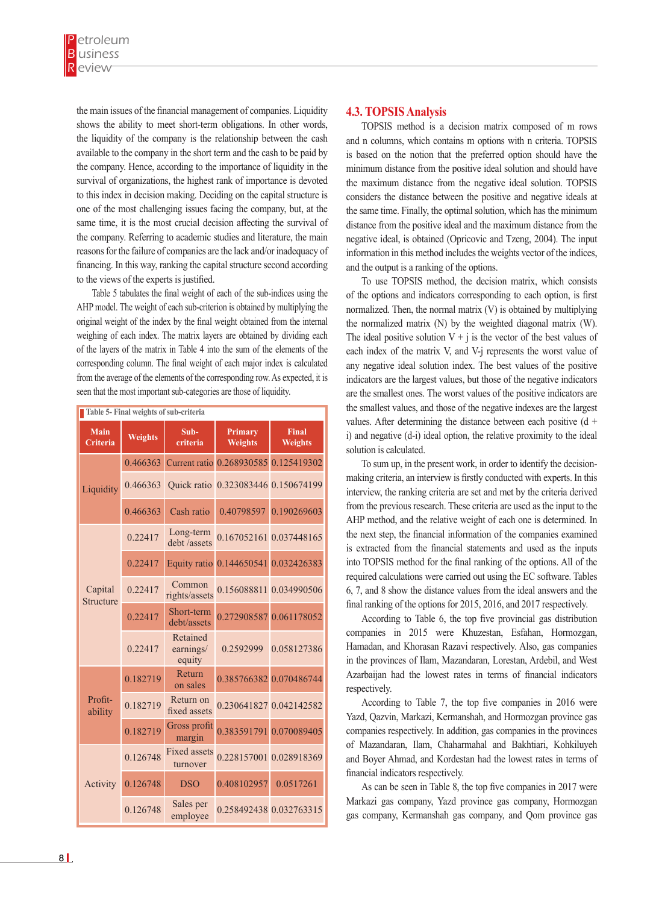the main issues of the financial management of companies. Liquidity shows the ability to meet short-term obligations. In other words, the liquidity of the company is the relationship between the cash available to the company in the short term and the cash to be paid by the company. Hence, according to the importance of liquidity in the survival of organizations, the highest rank of importance is devoted to this index in decision making. Deciding on the capital structure is one of the most challenging issues facing the company, but, at the same time, it is the most crucial decision affecting the survival of the company. Referring to academic studies and literature, the main reasons for the failure of companies are the lack and/or inadequacy of financing. In this way, ranking the capital structure second according to the views of the experts is justified.

Table 5 tabulates the final weight of each of the sub-indices using the AHP model. The weight of each sub-criterion is obtained by multiplying the original weight of the index by the final weight obtained from the internal weighing of each index. The matrix layers are obtained by dividing each of the layers of the matrix in Table 4 into the sum of the elements of the corresponding column. The final weight of each major index is calculated from the average of the elements of the corresponding row. As expected, it is seen that the most important sub-categories are those of liquidity.

**Table 5- Final weights of sub-criteria**

| Main Criteria | Weights | Sub-criteria | Primary Weights | Final Weights |
|---|---|---|---|---|
| Liquidity | 0.466363 | Current ratio | 0.268930585 | 0.125419302 |
| | 0.466363 | Quick ratio | 0.323083446 | 0.150674199 |
| | 0.466363 | Cash ratio | 0.40798597 | 0.190269603 |
| Capital Structure | 0.22417 | Long-term debt /assets | 0.167052161 | 0.037448165 |
| | 0.22417 | Equity ratio | 0.144650541 | 0.032426383 |
| | 0.22417 | Common rights/assets | 0.156088811 | 0.034990506 |
| | 0.22417 | Short-term debt/assets | 0.272908587 | 0.061178052 |
| | 0.22417 | Retained earnings/ equity | 0.2592999 | 0.058127386 |
| Profit-ability | 0.182719 | Return on sales | 0.385766382 | 0.070486744 |
| | 0.182719 | Return on fixed assets | 0.230641827 | 0.042142582 |
| | 0.182719 | Gross profit margin | 0.383591791 | 0.070089405 |
| Activity | 0.126748 | Fixed assets turnover | 0.228157001 | 0.028918369 |
| | 0.126748 | DSO | 0.408102957 | 0.0517261 |
| | 0.126748 | Sales per employee | 0.258492438 | 0.032763315 |

## 4.3. TOPSIS Analysis

TOPSIS method is a decision matrix composed of m rows and n columns, which contains m options with n criteria. TOPSIS is based on the notion that the preferred option should have the minimum distance from the positive ideal solution and should have the maximum distance from the negative ideal solution. TOPSIS considers the distance between the positive and negative ideals at the same time. Finally, the optimal solution, which has the minimum distance from the positive ideal and the maximum distance from the negative ideal, is obtained (Opricovic and Tzeng, 2004). The input information in this method includes the weights vector of the indices, and the output is a ranking of the options.

To use TOPSIS method, the decision matrix, which consists of the options and indicators corresponding to each option, is first normalized. Then, the normal matrix (V) is obtained by multiplying the normalized matrix (N) by the weighted diagonal matrix (W). The ideal positive solution V + j is the vector of the best values of each index of the matrix V, and V-j represents the worst value of any negative ideal solution index. The best values of the positive indicators are the largest values, but those of the negative indicators are the smallest values. The worst values of the positive indicators are the smallest values, and those of the negative indexes are the largest values. After determining the distance between each positive (d + i) and negative (d-i) ideal option, the relative proximity to the ideal solution is calculated.

To sum up, in the present work, in order to identify the decision-making criteria, an interview is firstly conducted with experts. In this interview, the ranking criteria are set and met by the criteria derived from the previous research. These criteria are used as the input to the AHP method, and the relative weight of each one is determined. In the next step, the financial information of the companies examined is extracted from the financial statements and used as the inputs into TOPSIS method for the final ranking of the options. All of the required calculations were carried out using the EC software. Tables 6, 7, and 8 show the distance values from the ideal answers and the final ranking of the options for 2015, 2016, and 2017 respectively.

According to Table 6, the top five provincial gas distribution companies in 2015 were Khuzestan, Esfahan, Hormozgan, Hamadan, and Khorasan Razavi respectively. Also, gas companies in the provinces of Ilam, Mazandaran, Lorestan, Ardebil, and West Azarbaijan had the lowest rates in terms of financial indicators respectively.

According to Table 7, the top five companies in 2016 were Yazd, Qazvin, Markazi, Kermanshah, and Hormozgan province gas companies respectively. In addition, gas companies in the provinces of Mazandaran, Ilam, Chaharmahal and Bakhtiari, Kohkiluyeh and Boyer Ahmad, and Kordestan had the lowest rates in terms of financial indicators respectively.

As can be seen in Table 8, the top five companies in 2017 were Markazi gas company, Yazd province gas company, Hormozgan gas company, Kermanshah gas company, and Qom province gas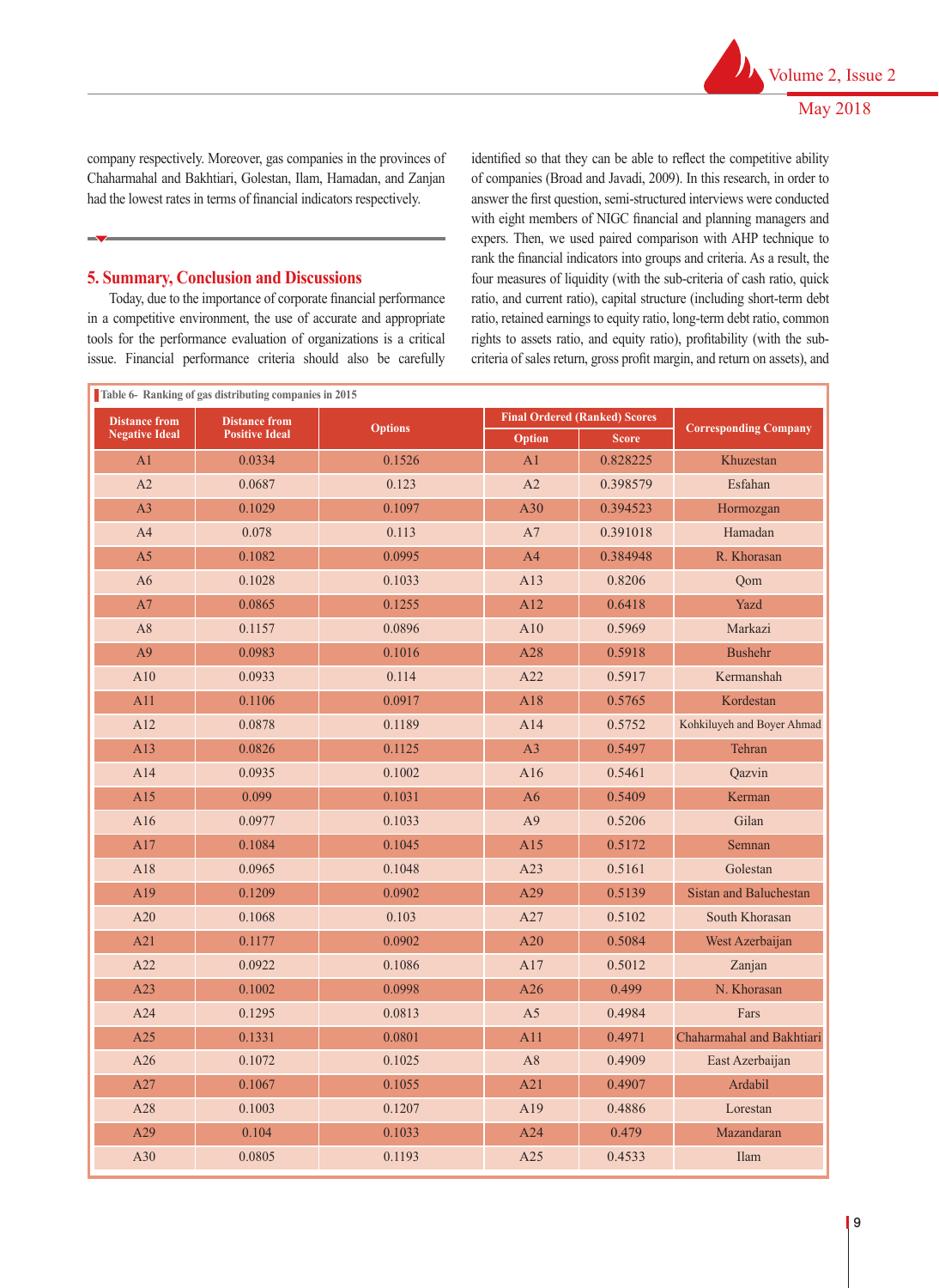company respectively. Moreover, gas companies in the provinces of Chaharmahal and Bakhtiari, Golestan, Ilam, Hamadan, and Zanjan had the lowest rates in terms of financial indicators respectively.

## 5. Summary, Conclusion and Discussions

Today, due to the importance of corporate financial performance in a competitive environment, the use of accurate and appropriate tools for the performance evaluation of organizations is a critical issue. Financial performance criteria should also be carefully identified so that they can be able to reflect the competitive ability of companies (Broad and Javadi, 2009). In this research, in order to answer the first question, semi-structured interviews were conducted with eight members of NIGC financial and planning managers and expers. Then, we used paired comparison with AHP technique to rank the financial indicators into groups and criteria. As a result, the four measures of liquidity (with the sub-criteria of cash ratio, quick ratio, and current ratio), capital structure (including short-term debt ratio, retained earnings to equity ratio, long-term debt ratio, common rights to assets ratio, and equity ratio), profitability (with the sub-criteria of sales return, gross profit margin, and return on assets), and

Table 6- Ranking of gas distributing companies in 2015

| Distance from Negative Ideal | Distance from Positive Ideal | Options | Final Ordered (Ranked) Scores | | Corresponding Company |
|---|---|---|---|---|---|
| | | | Option | Score | |
| A1 | 0.0334 | 0.1526 | A1 | 0.828225 | Khuzestan |
| A2 | 0.0687 | 0.123 | A2 | 0.398579 | Esfahan |
| A3 | 0.1029 | 0.1097 | A30 | 0.394523 | Hormozgan |
| A4 | 0.078 | 0.113 | A7 | 0.391018 | Hamadan |
| A5 | 0.1082 | 0.0995 | A4 | 0.384948 | R. Khorasan |
| A6 | 0.1028 | 0.1033 | A13 | 0.8206 | Qom |
| A7 | 0.0865 | 0.1255 | A12 | 0.6418 | Yazd |
| A8 | 0.1157 | 0.0896 | A10 | 0.5969 | Markazi |
| A9 | 0.0983 | 0.1016 | A28 | 0.5918 | Bushehr |
| A10 | 0.0933 | 0.114 | A22 | 0.5917 | Kermanshah |
| A11 | 0.1106 | 0.0917 | A18 | 0.5765 | Kordestan |
| A12 | 0.0878 | 0.1189 | A14 | 0.5752 | Kohkiluyeh and Boyer Ahmad |
| A13 | 0.0826 | 0.1125 | A3 | 0.5497 | Tehran |
| A14 | 0.0935 | 0.1002 | A16 | 0.5461 | Qazvin |
| A15 | 0.099 | 0.1031 | A6 | 0.5409 | Kerman |
| A16 | 0.0977 | 0.1033 | A9 | 0.5206 | Gilan |
| A17 | 0.1084 | 0.1045 | A15 | 0.5172 | Semnan |
| A18 | 0.0965 | 0.1048 | A23 | 0.5161 | Golestan |
| A19 | 0.1209 | 0.0902 | A29 | 0.5139 | Sistan and Baluchestan |
| A20 | 0.1068 | 0.103 | A27 | 0.5102 | South Khorasan |
| A21 | 0.1177 | 0.0902 | A20 | 0.5084 | West Azerbaijan |
| A22 | 0.0922 | 0.1086 | A17 | 0.5012 | Zanjan |
| A23 | 0.1002 | 0.0998 | A26 | 0.499 | N. Khorasan |
| A24 | 0.1295 | 0.0813 | A5 | 0.4984 | Fars |
| A25 | 0.1331 | 0.0801 | A11 | 0.4971 | Chaharmahal and Bakhtiari |
| A26 | 0.1072 | 0.1025 | A8 | 0.4909 | East Azerbaijan |
| A27 | 0.1067 | 0.1055 | A21 | 0.4907 | Ardabil |
| A28 | 0.1003 | 0.1207 | A19 | 0.4886 | Lorestan |
| A29 | 0.104 | 0.1033 | A24 | 0.479 | Mazandaran |
| A30 | 0.0805 | 0.1193 | A25 | 0.4533 | Ilam |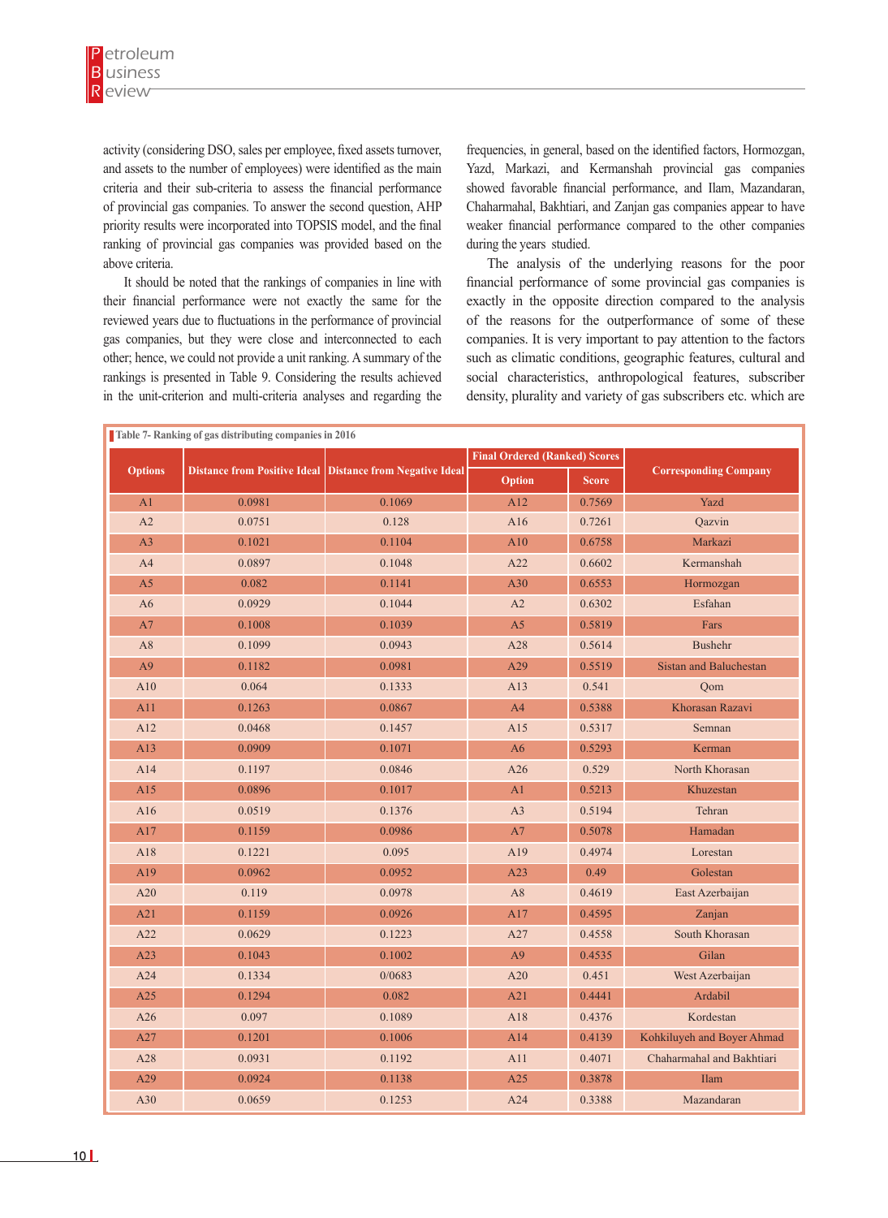activity (considering DSO, sales per employee, fixed assets turnover, and assets to the number of employees) were identified as the main criteria and their sub-criteria to assess the financial performance of provincial gas companies. To answer the second question, AHP priority results were incorporated into TOPSIS model, and the final ranking of provincial gas companies was provided based on the above criteria.

It should be noted that the rankings of companies in line with their financial performance were not exactly the same for the reviewed years due to fluctuations in the performance of provincial gas companies, but they were close and interconnected to each other; hence, we could not provide a unit ranking. A summary of the rankings is presented in Table 9. Considering the results achieved in the unit-criterion and multi-criteria analyses and regarding the frequencies, in general, based on the identified factors, Hormozgan, Yazd, Markazi, and Kermanshah provincial gas companies showed favorable financial performance, and Ilam, Mazandaran, Chaharmahal, Bakhtiari, and Zanjan gas companies appear to have weaker financial performance compared to the other companies during the years studied.

The analysis of the underlying reasons for the poor financial performance of some provincial gas companies is exactly in the opposite direction compared to the analysis of the reasons for the outperformance of some of these companies. It is very important to pay attention to the factors such as climatic conditions, geographic features, cultural and social characteristics, anthropological features, subscriber density, plurality and variety of gas subscribers etc. which are

Table 7- Ranking of gas distributing companies in 2016

| Options | Distance from Positive Ideal | Distance from Negative Ideal | Final Ordered (Ranked) Scores | | Corresponding Company |
|---|---|---|---|---|---|
| | | | Option | Score | |
| A1 | 0.0981 | 0.1069 | A12 | 0.7569 | Yazd |
| A2 | 0.0751 | 0.128 | A16 | 0.7261 | Qazvin |
| A3 | 0.1021 | 0.1104 | A10 | 0.6758 | Markazi |
| A4 | 0.0897 | 0.1048 | A22 | 0.6602 | Kermanshah |
| A5 | 0.082 | 0.1141 | A30 | 0.6553 | Hormozgan |
| A6 | 0.0929 | 0.1044 | A2 | 0.6302 | Esfahan |
| A7 | 0.1008 | 0.1039 | A5 | 0.5819 | Fars |
| A8 | 0.1099 | 0.0943 | A28 | 0.5614 | Bushehr |
| A9 | 0.1182 | 0.0981 | A29 | 0.5519 | Sistan and Baluchestan |
| A10 | 0.064 | 0.1333 | A13 | 0.541 | Qom |
| A11 | 0.1263 | 0.0867 | A4 | 0.5388 | Khorasan Razavi |
| A12 | 0.0468 | 0.1457 | A15 | 0.5317 | Semnan |
| A13 | 0.0909 | 0.1071 | A6 | 0.5293 | Kerman |
| A14 | 0.1197 | 0.0846 | A26 | 0.529 | North Khorasan |
| A15 | 0.0896 | 0.1017 | A1 | 0.5213 | Khuzestan |
| A16 | 0.0519 | 0.1376 | A3 | 0.5194 | Tehran |
| A17 | 0.1159 | 0.0986 | A7 | 0.5078 | Hamadan |
| A18 | 0.1221 | 0.095 | A19 | 0.4974 | Lorestan |
| A19 | 0.0962 | 0.0952 | A23 | 0.49 | Golestan |
| A20 | 0.119 | 0.0978 | A8 | 0.4619 | East Azerbaijan |
| A21 | 0.1159 | 0.0926 | A17 | 0.4595 | Zanjan |
| A22 | 0.0629 | 0.1223 | A27 | 0.4558 | South Khorasan |
| A23 | 0.1043 | 0.1002 | A9 | 0.4535 | Gilan |
| A24 | 0.1334 | 0/0683 | A20 | 0.451 | West Azerbaijan |
| A25 | 0.1294 | 0.082 | A21 | 0.4441 | Ardabil |
| A26 | 0.097 | 0.1089 | A18 | 0.4376 | Kordestan |
| A27 | 0.1201 | 0.1006 | A14 | 0.4139 | Kohkiluyeh and Boyer Ahmad |
| A28 | 0.0931 | 0.1192 | A11 | 0.4071 | Chaharmahal and Bakhtiari |
| A29 | 0.0924 | 0.1138 | A25 | 0.3878 | Ilam |
| A30 | 0.0659 | 0.1253 | A24 | 0.3388 | Mazandaran |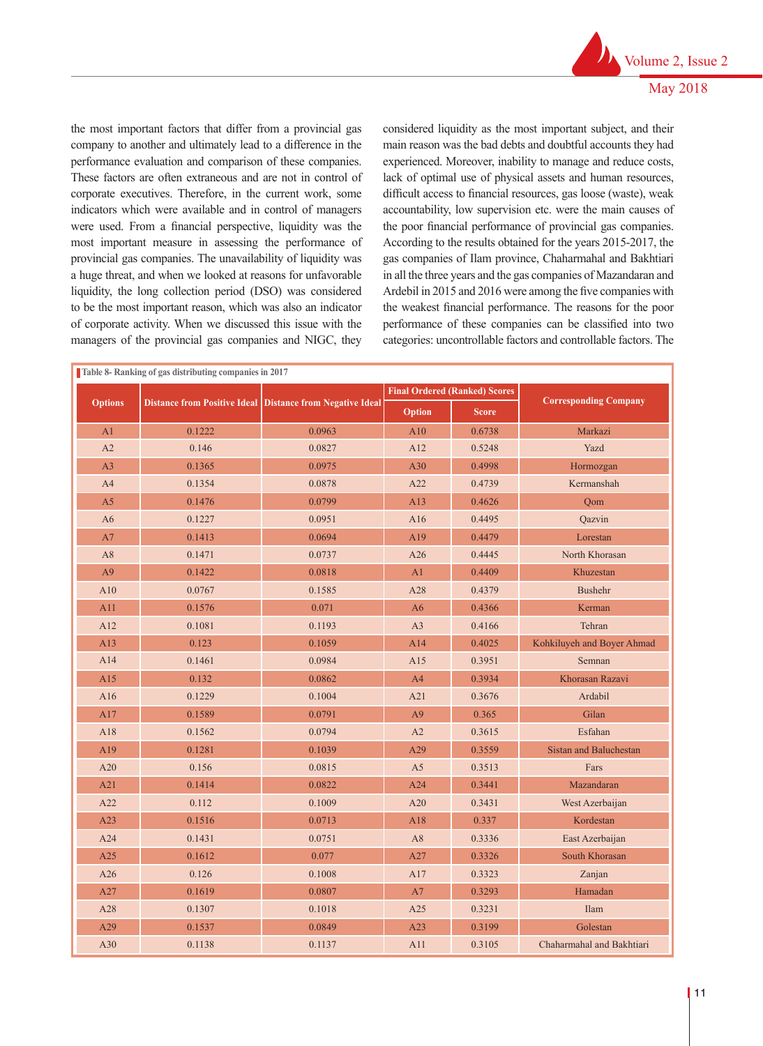the most important factors that differ from a provincial gas company to another and ultimately lead to a difference in the performance evaluation and comparison of these companies. These factors are often extraneous and are not in control of corporate executives. Therefore, in the current work, some indicators which were available and in control of managers were used. From a financial perspective, liquidity was the most important measure in assessing the performance of provincial gas companies. The unavailability of liquidity was a huge threat, and when we looked at reasons for unfavorable liquidity, the long collection period (DSO) was considered to be the most important reason, which was also an indicator of corporate activity. When we discussed this issue with the managers of the provincial gas companies and NIGC, they considered liquidity as the most important subject, and their main reason was the bad debts and doubtful accounts they had experienced. Moreover, inability to manage and reduce costs, lack of optimal use of physical assets and human resources, difficult access to financial resources, gas loose (waste), weak accountability, low supervision etc. were the main causes of the poor financial performance of provincial gas companies. According to the results obtained for the years 2015-2017, the gas companies of Ilam province, Chaharmahal and Bakhtiari in all the three years and the gas companies of Mazandaran and Ardebil in 2015 and 2016 were among the five companies with the weakest financial performance. The reasons for the poor performance of these companies can be classified into two categories: uncontrollable factors and controllable factors. The

**Table 8- Ranking of gas distributing companies in 2017**

| Options | Distance from Positive Ideal | Distance from Negative Ideal | Final Ordered (Ranked) Scores | | Corresponding Company |
|---|---|---|---|---|---|
| | | | Option | Score | |
| A1 | 0.1222 | 0.0963 | A10 | 0.6738 | Markazi |
| A2 | 0.146 | 0.0827 | A12 | 0.5248 | Yazd |
| A3 | 0.1365 | 0.0975 | A30 | 0.4998 | Hormozgan |
| A4 | 0.1354 | 0.0878 | A22 | 0.4739 | Kermanshah |
| A5 | 0.1476 | 0.0799 | A13 | 0.4626 | Qom |
| A6 | 0.1227 | 0.0951 | A16 | 0.4495 | Qazvin |
| A7 | 0.1413 | 0.0694 | A19 | 0.4479 | Lorestan |
| A8 | 0.1471 | 0.0737 | A26 | 0.4445 | North Khorasan |
| A9 | 0.1422 | 0.0818 | A1 | 0.4409 | Khuzestan |
| A10 | 0.0767 | 0.1585 | A28 | 0.4379 | Bushehr |
| A11 | 0.1576 | 0.071 | A6 | 0.4366 | Kerman |
| A12 | 0.1081 | 0.1193 | A3 | 0.4166 | Tehran |
| A13 | 0.123 | 0.1059 | A14 | 0.4025 | Kohkiluyeh and Boyer Ahmad |
| A14 | 0.1461 | 0.0984 | A15 | 0.3951 | Semnan |
| A15 | 0.132 | 0.0862 | A4 | 0.3934 | Khorasan Razavi |
| A16 | 0.1229 | 0.1004 | A21 | 0.3676 | Ardabil |
| A17 | 0.1589 | 0.0791 | A9 | 0.365 | Gilan |
| A18 | 0.1562 | 0.0794 | A2 | 0.3615 | Esfahan |
| A19 | 0.1281 | 0.1039 | A29 | 0.3559 | Sistan and Baluchestan |
| A20 | 0.156 | 0.0815 | A5 | 0.3513 | Fars |
| A21 | 0.1414 | 0.0822 | A24 | 0.3441 | Mazandaran |
| A22 | 0.112 | 0.1009 | A20 | 0.3431 | West Azerbaijan |
| A23 | 0.1516 | 0.0713 | A18 | 0.337 | Kordestan |
| A24 | 0.1431 | 0.0751 | A8 | 0.3336 | East Azerbaijan |
| A25 | 0.1612 | 0.077 | A27 | 0.3326 | South Khorasan |
| A26 | 0.126 | 0.1008 | A17 | 0.3323 | Zanjan |
| A27 | 0.1619 | 0.0807 | A7 | 0.3293 | Hamadan |
| A28 | 0.1307 | 0.1018 | A25 | 0.3231 | Ilam |
| A29 | 0.1537 | 0.0849 | A23 | 0.3199 | Golestan |
| A30 | 0.1138 | 0.1137 | A11 | 0.3105 | Chaharmahal and Bakhtiari |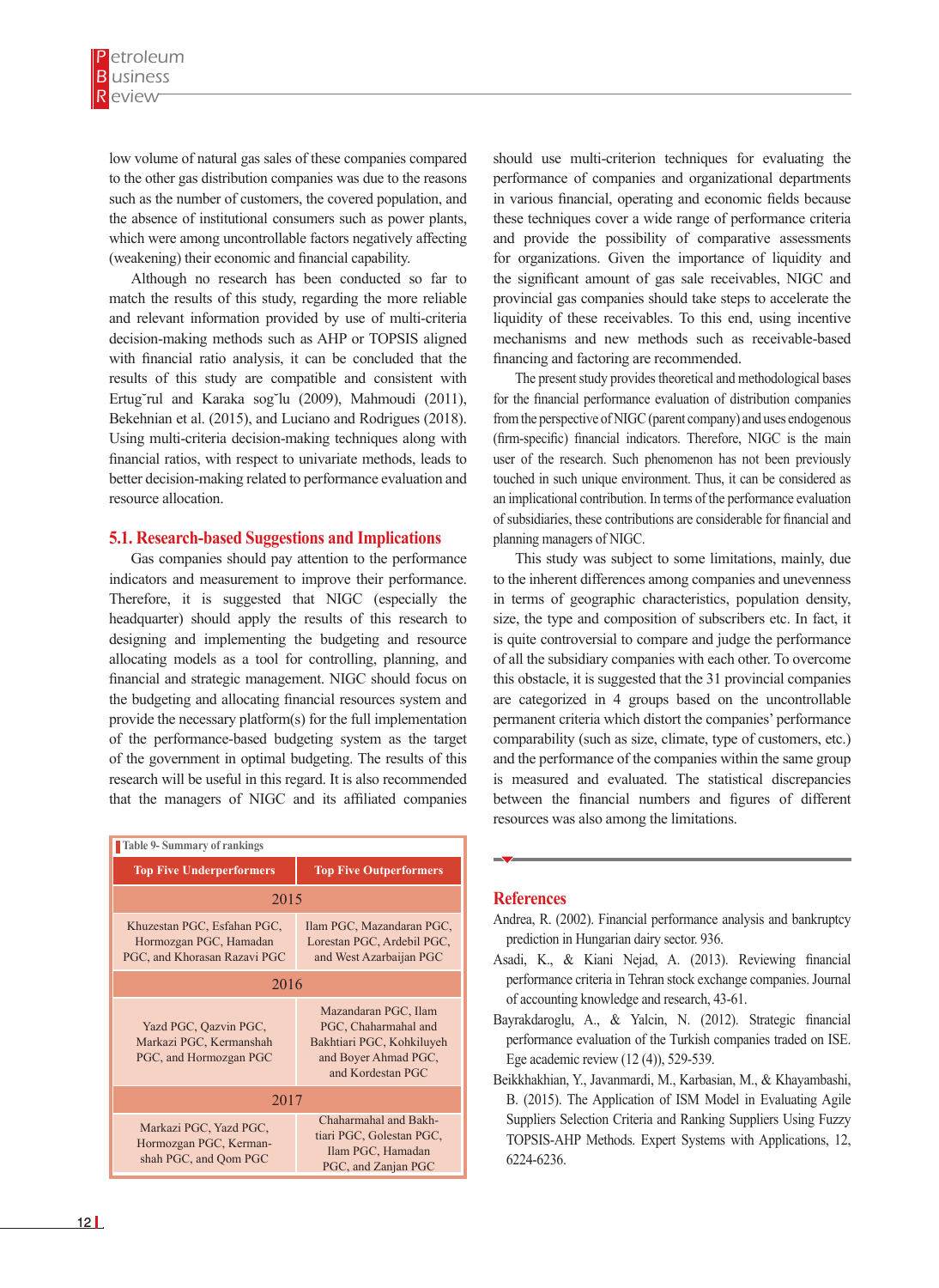low volume of natural gas sales of these companies compared to the other gas distribution companies was due to the reasons such as the number of customers, the covered population, and the absence of institutional consumers such as power plants, which were among uncontrollable factors negatively affecting (weakening) their economic and financial capability.

Although no research has been conducted so far to match the results of this study, regarding the more reliable and relevant information provided by use of multi-criteria decision-making methods such as AHP or TOPSIS aligned with financial ratio analysis, it can be concluded that the results of this study are compatible and consistent with Ertug˘rul and Karaka sog˘lu (2009), Mahmoudi (2011), Bekehnian et al. (2015), and Luciano and Rodrigues (2018). Using multi-criteria decision-making techniques along with financial ratios, with respect to univariate methods, leads to better decision-making related to performance evaluation and resource allocation.

### 5.1. Research-based Suggestions and Implications

Gas companies should pay attention to the performance indicators and measurement to improve their performance. Therefore, it is suggested that NIGC (especially the headquarter) should apply the results of this research to designing and implementing the budgeting and resource allocating models as a tool for controlling, planning, and financial and strategic management. NIGC should focus on the budgeting and allocating financial resources system and provide the necessary platform(s) for the full implementation of the performance-based budgeting system as the target of the government in optimal budgeting. The results of this research will be useful in this regard. It is also recommended that the managers of NIGC and its affiliated companies should use multi-criterion techniques for evaluating the performance of companies and organizational departments in various financial, operating and economic fields because these techniques cover a wide range of performance criteria and provide the possibility of comparative assessments for organizations. Given the importance of liquidity and the significant amount of gas sale receivables, NIGC and provincial gas companies should take steps to accelerate the liquidity of these receivables. To this end, using incentive mechanisms and new methods such as receivable-based financing and factoring are recommended.

The present study provides theoretical and methodological bases for the financial performance evaluation of distribution companies from the perspective of NIGC (parent company) and uses endogenous (firm-specific) financial indicators. Therefore, NIGC is the main user of the research. Such phenomenon has not been previously touched in such unique environment. Thus, it can be considered as an implicational contribution. In terms of the performance evaluation of subsidiaries, these contributions are considerable for financial and planning managers of NIGC.

This study was subject to some limitations, mainly, due to the inherent differences among companies and unevenness in terms of geographic characteristics, population density, size, the type and composition of subscribers etc. In fact, it is quite controversial to compare and judge the performance of all the subsidiary companies with each other. To overcome this obstacle, it is suggested that the 31 provincial companies are categorized in 4 groups based on the uncontrollable permanent criteria which distort the companies' performance comparability (such as size, climate, type of customers, etc.) and the performance of the companies within the same group is measured and evaluated. The statistical discrepancies between the financial numbers and figures of different resources was also among the limitations.

Table 9- Summary of rankings

| Top Five Underperformers | Top Five Outperformers |
|---|---|
| **2015** | |
| Khuzestan PGC, Esfahan PGC, Hormozgan PGC, Hamadan PGC, and Khorasan Razavi PGC | Ilam PGC, Mazandaran PGC, Lorestan PGC, Ardebil PGC, and West Azarbaijan PGC |
| **2016** | |
| Yazd PGC, Qazvin PGC, Markazi PGC, Kermanshah PGC, and Hormozgan PGC | Mazandaran PGC, Ilam PGC, Chaharmahal and Bakhtiari PGC, Kohkiluyeh and Boyer Ahmad PGC, and Kordestan PGC |
| **2017** | |
| Markazi PGC, Yazd PGC, Hormozgan PGC, Kermanshah PGC, and Qom PGC | Chaharmahal and Bakhtiari PGC, Golestan PGC, Ilam PGC, Hamadan PGC, and Zanjan PGC |

## References

Andrea, R. (2002). Financial performance analysis and bankruptcy prediction in Hungarian dairy sector. 936.

Asadi, K., & Kiani Nejad, A. (2013). Reviewing financial performance criteria in Tehran stock exchange companies. Journal of accounting knowledge and research, 43-61.

Bayrakdaroglu, A., & Yalcin, N. (2012). Strategic financial performance evaluation of the Turkish companies traded on ISE. Ege academic review (12 (4)), 529-539.

Beikkhakhian, Y., Javanmardi, M., Karbasian, M., & Khayambashi, B. (2015). The Application of ISM Model in Evaluating Agile Suppliers Selection Criteria and Ranking Suppliers Using Fuzzy TOPSIS-AHP Methods. Expert Systems with Applications, 12, 6224-6236.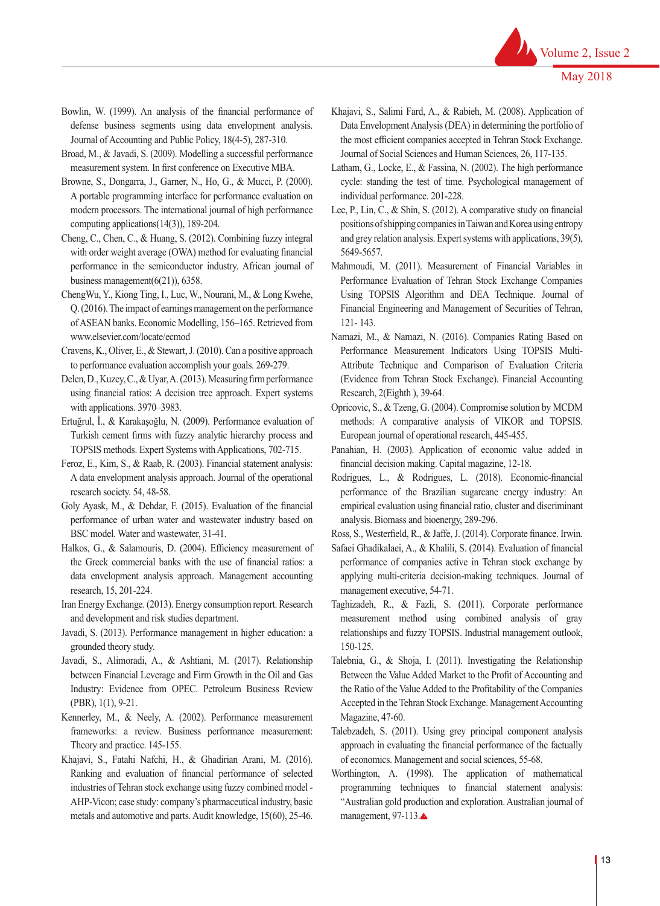Bowlin, W. (1999). An analysis of the financial performance of defense business segments using data envelopment analysis. Journal of Accounting and Public Policy, 18(4-5), 287-310.

Broad, M., & Javadi, S. (2009). Modelling a successful performance measurement system. In first conference on Executive MBA.

Browne, S., Dongarra, J., Garner, N., Ho, G., & Mucci, P. (2000). A portable programming interface for performance evaluation on modern processors. The international journal of high performance computing applications(14(3)), 189-204.

Cheng, C., Chen, C., & Huang, S. (2012). Combining fuzzy integral with order weight average (OWA) method for evaluating financial performance in the semiconductor industry. African journal of business management(6(21)), 6358.

ChengWu, Y., Kiong Ting, I., Luc, W., Nourani, M., & Long Kwehe, Q. (2016). The impact of earnings management on the performance of ASEAN banks. Economic Modelling, 156–165. Retrieved from www.elsevier.com/locate/ecmod

Cravens, K., Oliver, E., & Stewart, J. (2010). Can a positive approach to performance evaluation accomplish your goals. 269-279.

Delen, D., Kuzey, C., & Uyar, A. (2013). Measuring firm performance using financial ratios: A decision tree approach. Expert systems with applications. 3970–3983.

Ertuğrul, İ., & Karakaşoğlu, N. (2009). Performance evaluation of Turkish cement firms with fuzzy analytic hierarchy process and TOPSIS methods. Expert Systems with Applications, 702-715.

Feroz, E., Kim, S., & Raab, R. (2003). Financial statement analysis: A data envelopment analysis approach. Journal of the operational research society. 54, 48-58.

Goly Ayask, M., & Dehdar, F. (2015). Evaluation of the financial performance of urban water and wastewater industry based on BSC model. Water and wastewater, 31-41.

Halkos, G., & Salamouris, D. (2004). Efficiency measurement of the Greek commercial banks with the use of financial ratios: a data envelopment analysis approach. Management accounting research, 15, 201-224.

Iran Energy Exchange. (2013). Energy consumption report. Research and development and risk studies department.

Javadi, S. (2013). Performance management in higher education: a grounded theory study.

Javadi, S., Alimoradi, A., & Ashtiani, M. (2017). Relationship between Financial Leverage and Firm Growth in the Oil and Gas Industry: Evidence from OPEC. Petroleum Business Review (PBR), 1(1), 9-21.

Kennerley, M., & Neely, A. (2002). Performance measurement frameworks: a review. Business performance measurement: Theory and practice. 145-155.

Khajavi, S., Fatahi Nafchi, H., & Ghadirian Arani, M. (2016). Ranking and evaluation of financial performance of selected industries of Tehran stock exchange using fuzzy combined model - AHP-Vicon; case study: company's pharmaceutical industry, basic metals and automotive and parts. Audit knowledge, 15(60), 25-46.

Khajavi, S., Salimi Fard, A., & Rabieh, M. (2008). Application of Data Envelopment Analysis (DEA) in determining the portfolio of the most efficient companies accepted in Tehran Stock Exchange. Journal of Social Sciences and Human Sciences, 26, 117-135.

Latham, G., Locke, E., & Fassina, N. (2002). The high performance cycle: standing the test of time. Psychological management of individual performance. 201-228.

Lee, P., Lin, C., & Shin, S. (2012). A comparative study on financial positions of shipping companies in Taiwan and Korea using entropy and grey relation analysis. Expert systems with applications, 39(5), 5649-5657.

Mahmoudi, M. (2011). Measurement of Financial Variables in Performance Evaluation of Tehran Stock Exchange Companies Using TOPSIS Algorithm and DEA Technique. Journal of Financial Engineering and Management of Securities of Tehran, 121- 143.

Namazi, M., & Namazi, N. (2016). Companies Rating Based on Performance Measurement Indicators Using TOPSIS Multi-Attribute Technique and Comparison of Evaluation Criteria (Evidence from Tehran Stock Exchange). Financial Accounting Research, 2(Eighth ), 39-64.

Opricovic, S., & Tzeng, G. (2004). Compromise solution by MCDM methods: A comparative analysis of VIKOR and TOPSIS. European journal of operational research, 445-455.

Panahian, H. (2003). Application of economic value added in financial decision making. Capital magazine, 12-18.

Rodrigues, L., & Rodrigues, L. (2018). Economic-financial performance of the Brazilian sugarcane energy industry: An empirical evaluation using financial ratio, cluster and discriminant analysis. Biomass and bioenergy, 289-296.

Ross, S., Westerfield, R., & Jaffe, J. (2014). Corporate finance. Irwin.

Safaei Ghadikalaei, A., & Khalili, S. (2014). Evaluation of financial performance of companies active in Tehran stock exchange by applying multi-criteria decision-making techniques. Journal of management executive, 54-71.

Taghizadeh, R., & Fazli, S. (2011). Corporate performance measurement method using combined analysis of gray relationships and fuzzy TOPSIS. Industrial management outlook, 150-125.

Talebnia, G., & Shoja, I. (2011). Investigating the Relationship Between the Value Added Market to the Profit of Accounting and the Ratio of the Value Added to the Profitability of the Companies Accepted in the Tehran Stock Exchange. Management Accounting Magazine, 47-60.

Talebzadeh, S. (2011). Using grey principal component analysis approach in evaluating the financial performance of the factually of economics. Management and social sciences, 55-68.

Worthington, A. (1998). The application of mathematical programming techniques to financial statement analysis: "Australian gold production and exploration. Australian journal of management, 97-113.